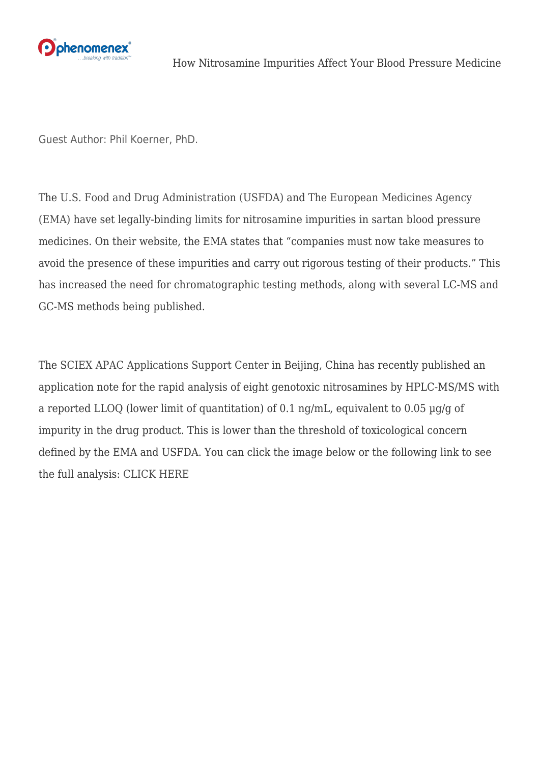# How Nitrosamine Impurities Affect Your Blood Pressure Medicine

Guest Author: Phil Koerner, PhD.

The U.S. Food and Drug Administration (USFDA) and The European Medicines Agency (EMA) have set legally-binding limits for nitrosamine impurities in sartan blood pressure medicines. On their website, the EMA states that "companies must now take measures to avoid the presence of these impurities and carry out rigorous testing of their products." This has increased the need for chromatographic testing methods, along with several LC-MS and GC-MS methods being published.

The SCIEX APAC Applications Support Center in Beijing, China has recently published an application note for the rapid analysis of eight genotoxic nitrosamines by HPLC-MS/MS with a reported LLOQ (lower limit of quantitation) of 0.1 ng/mL, equivalent to 0.05 µg/g of impurity in the drug product. This is lower than the threshold of toxicological concern defined by the EMA and USFDA. You can click the image below or the following link to see the full analysis: CLICK HERE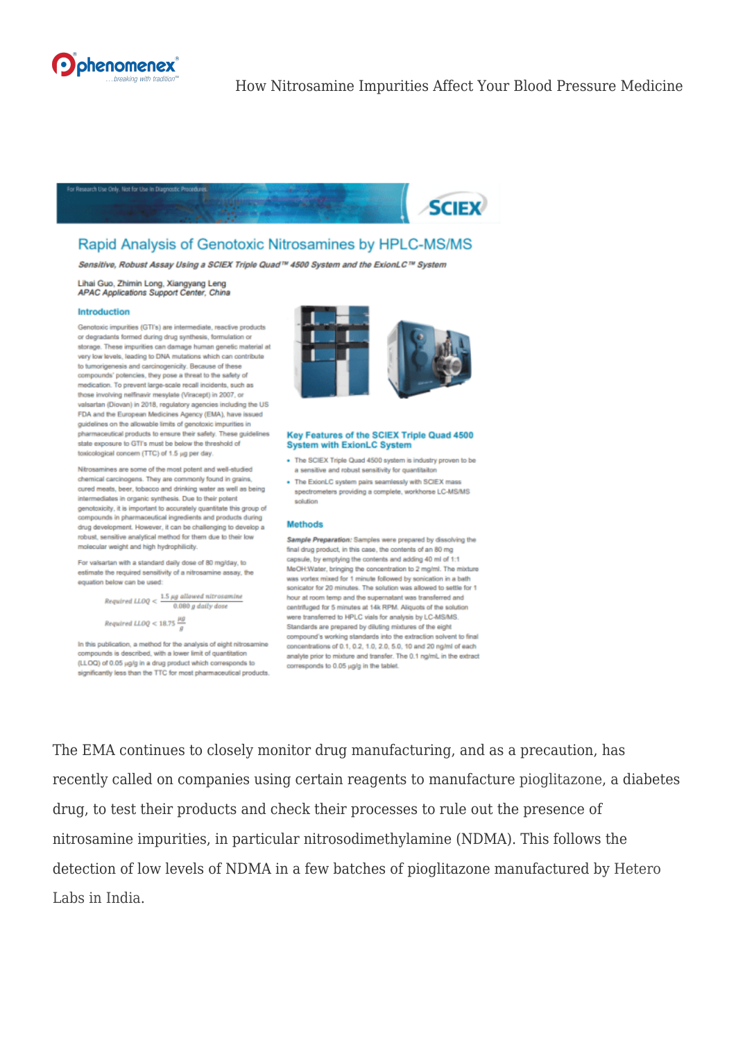For Research Use Only. Not for Use in Diagnostic Procedures.

SCIEX

## Rapid Analysis of Genotoxic Nitrosamines by HPLC-MS/MS

***Sensitive, Robust Assay Using a SCIEX Triple Quad™ 4500 System and the ExionLC™ System***

Lihai Guo, Zhimin Long, Xiangyang Leng
*APAC Applications Support Center, China*

### Introduction

Genotoxic impurities (GTI's) are intermediate, reactive products or degradants formed during drug synthesis, formulation or storage. These impurities can damage human genetic material at very low levels, leading to DNA mutations which can contribute to tumorigenesis and carcinogenicity. Because of these compounds' potencies, they pose a threat to the safety of medication. To prevent large-scale recall incidents, such as those involving nelfinavir mesylate (Viracept) in 2007, or valsartan (Diovan) in 2018, regulatory agencies including the US FDA and the European Medicines Agency (EMA), have issued guidelines on the allowable limits of genotoxic impurities in pharmaceutical products to ensure their safety. These guidelines state exposure to GTI's must be below the threshold of toxicological concern (TTC) of 1.5 μg per day.

Nitrosamines are some of the most potent and well-studied chemical carcinogens. They are commonly found in grains, cured meats, beer, tobacco and drinking water as well as being intermediates in organic synthesis. Due to their potent genotoxicity, it is important to accurately quantitate this group of compounds in pharmaceutical ingredients and products during drug development. However, it can be challenging to develop a robust, sensitive analytical method for them due to their low molecular weight and high hydrophilicity.

For valsartan with a standard daily dose of 80 mg/day, to estimate the required sensitivity of a nitrosamine assay, the equation below can be used:

$$Required\ LLOQ < \frac{1.5\ \mu g\ allowed\ nitrosamine}{0.080\ g\ daily\ dose}$$

$$Required\ LLOQ < 18.75\ \frac{\mu g}{g}$$

In this publication, a method for the analysis of eight nitrosamine compounds is described, with a lower limit of quantitation (LLOQ) of 0.05 μg/g in a drug product which corresponds to significantly less than the TTC for most pharmaceutical products.

### Key Features of the SCIEX Triple Quad 4500 System with ExionLC System

- The SCIEX Triple Quad 4500 system is industry proven to be a sensitive and robust sensitivity for quantitaiton
- The ExionLC system pairs seamlessly with SCIEX mass spectrometers providing a complete, workhorse LC-MS/MS solution

### Methods

***Sample Preparation:*** Samples were prepared by dissolving the final drug product, in this case, the contents of an 80 mg capsule, by emptying the contents and adding 40 ml of 1:1 MeOH:Water, bringing the concentration to 2 mg/ml. The mixture was vortex mixed for 1 minute followed by sonication in a bath sonicator for 20 minutes. The solution was allowed to settle for 1 hour at room temp and the supernatant was transferred and centrifuged for 5 minutes at 14k RPM. Aliquots of the solution were transferred to HPLC vials for analysis by LC-MS/MS. Standards are prepared by diluting mixtures of the eight compound's working standards into the extraction solvent to final concentrations of 0.1, 0.2, 1.0, 2.0, 5.0, 10 and 20 ng/ml of each analyte prior to mixture and transfer. The 0.1 ng/mL in the extract corresponds to 0.05 μg/g in the tablet.

The EMA continues to closely monitor drug manufacturing, and as a precaution, has recently called on companies using certain reagents to manufacture pioglitazone, a diabetes drug, to test their products and check their processes to rule out the presence of nitrosamine impurities, in particular nitrosodimethylamine (NDMA). This follows the detection of low levels of NDMA in a few batches of pioglitazone manufactured by Hetero Labs in India.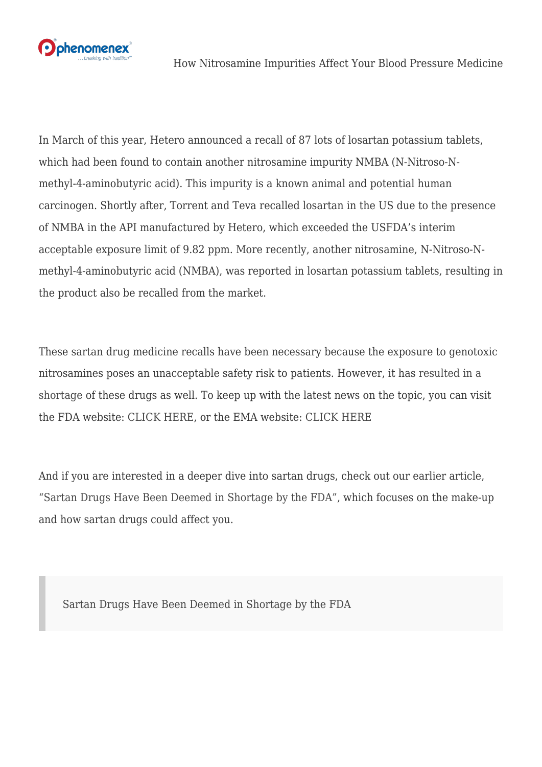In March of this year, Hetero announced a recall of 87 lots of losartan potassium tablets, which had been found to contain another nitrosamine impurity NMBA (N-Nitroso-N-methyl-4-aminobutyric acid). This impurity is a known animal and potential human carcinogen. Shortly after, Torrent and Teva recalled losartan in the US due to the presence of NMBA in the API manufactured by Hetero, which exceeded the USFDA's interim acceptable exposure limit of 9.82 ppm. More recently, another nitrosamine, N-Nitroso-N-methyl-4-aminobutyric acid (NMBA), was reported in losartan potassium tablets, resulting in the product also be recalled from the market.

These sartan drug medicine recalls have been necessary because the exposure to genotoxic nitrosamines poses an unacceptable safety risk to patients. However, it has resulted in a shortage of these drugs as well. To keep up with the latest news on the topic, you can visit the FDA website: CLICK HERE, or the EMA website: CLICK HERE

And if you are interested in a deeper dive into sartan drugs, check out our earlier article, "Sartan Drugs Have Been Deemed in Shortage by the FDA", which focuses on the make-up and how sartan drugs could affect you.

> Sartan Drugs Have Been Deemed in Shortage by the FDA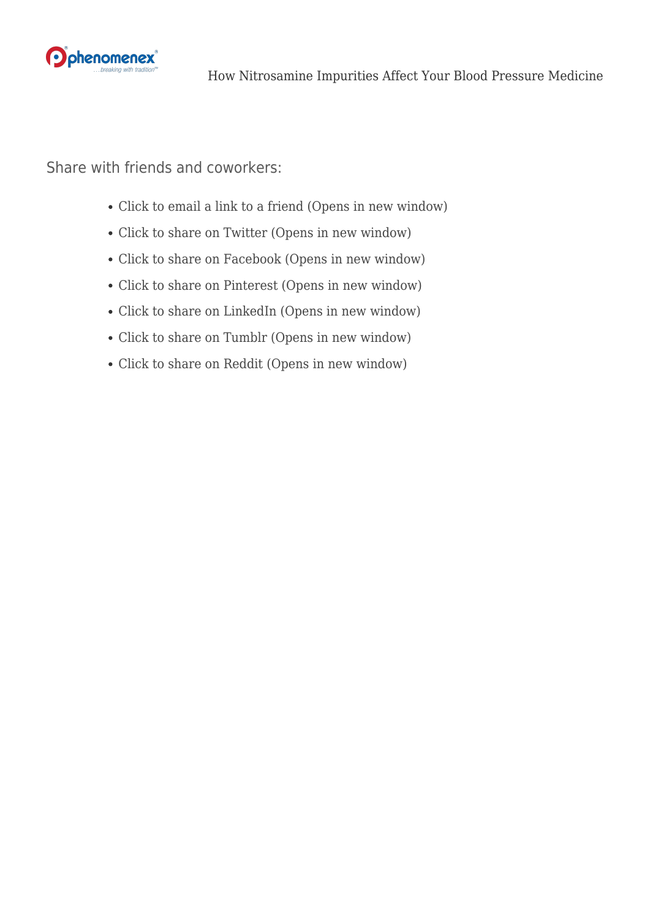Share with friends and coworkers:

- Click to email a link to a friend (Opens in new window)
- Click to share on Twitter (Opens in new window)
- Click to share on Facebook (Opens in new window)
- Click to share on Pinterest (Opens in new window)
- Click to share on LinkedIn (Opens in new window)
- Click to share on Tumblr (Opens in new window)
- Click to share on Reddit (Opens in new window)